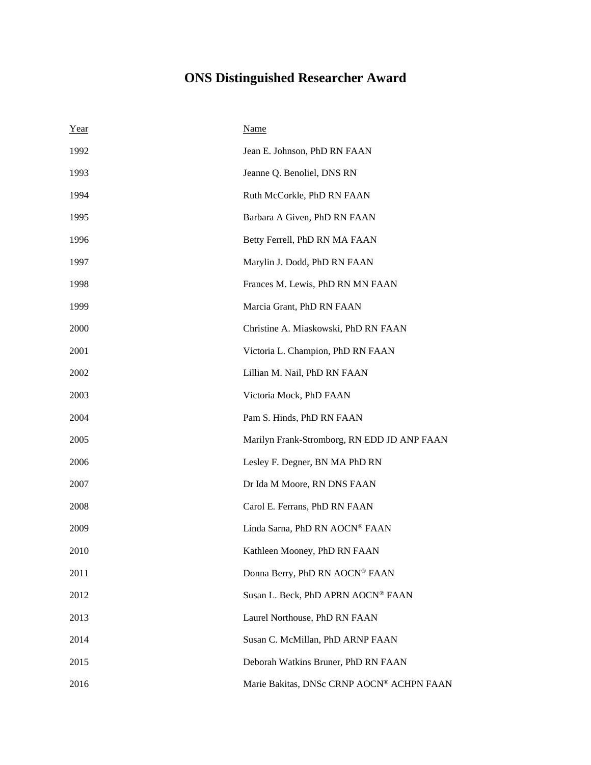# ONS Distinguished Researcher Award

| Year | Name |
|---|---|
| 1992 | Jean E. Johnson, PhD RN FAAN |
| 1993 | Jeanne Q. Benoliel, DNS RN |
| 1994 | Ruth McCorkle, PhD RN FAAN |
| 1995 | Barbara A Given, PhD RN FAAN |
| 1996 | Betty Ferrell, PhD RN MA FAAN |
| 1997 | Marylin J. Dodd, PhD RN FAAN |
| 1998 | Frances M. Lewis, PhD RN MN FAAN |
| 1999 | Marcia Grant, PhD RN FAAN |
| 2000 | Christine A. Miaskowski, PhD RN FAAN |
| 2001 | Victoria L. Champion, PhD RN FAAN |
| 2002 | Lillian M. Nail, PhD RN FAAN |
| 2003 | Victoria Mock, PhD FAAN |
| 2004 | Pam S. Hinds, PhD RN FAAN |
| 2005 | Marilyn Frank-Stromborg, RN EDD JD ANP FAAN |
| 2006 | Lesley F. Degner, BN MA PhD RN |
| 2007 | Dr Ida M Moore, RN DNS FAAN |
| 2008 | Carol E. Ferrans, PhD RN FAAN |
| 2009 | Linda Sarna, PhD RN AOCN® FAAN |
| 2010 | Kathleen Mooney, PhD RN FAAN |
| 2011 | Donna Berry, PhD RN AOCN® FAAN |
| 2012 | Susan L. Beck, PhD APRN AOCN® FAAN |
| 2013 | Laurel Northouse, PhD RN FAAN |
| 2014 | Susan C. McMillan, PhD ARNP FAAN |
| 2015 | Deborah Watkins Bruner, PhD RN FAAN |
| 2016 | Marie Bakitas, DNSc CRNP AOCN® ACHPN FAAN |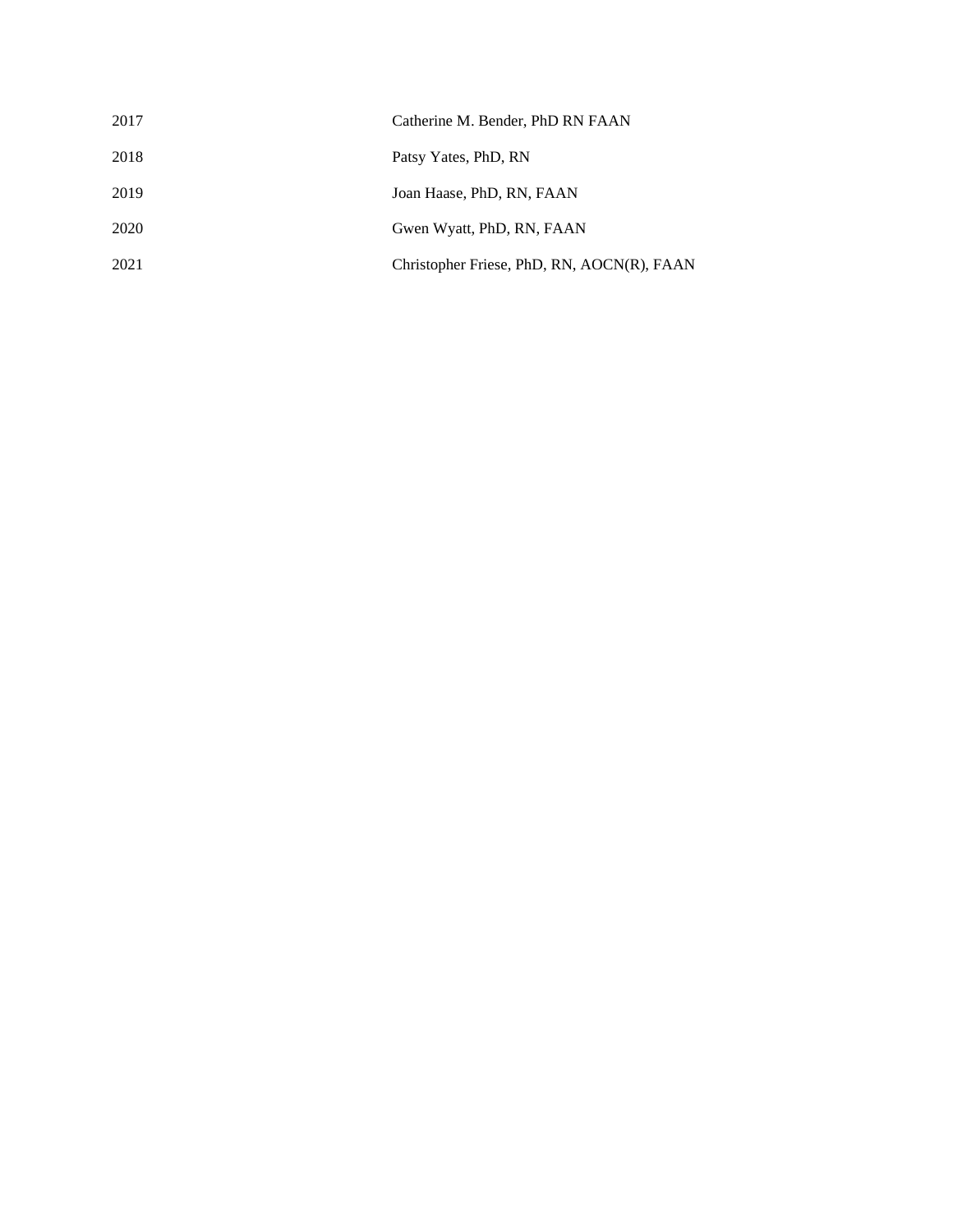| | |
|---|---|
| 2017 | Catherine M. Bender, PhD RN FAAN |
| 2018 | Patsy Yates, PhD, RN |
| 2019 | Joan Haase, PhD, RN, FAAN |
| 2020 | Gwen Wyatt, PhD, RN, FAAN |
| 2021 | Christopher Friese, PhD, RN, AOCN(R), FAAN |